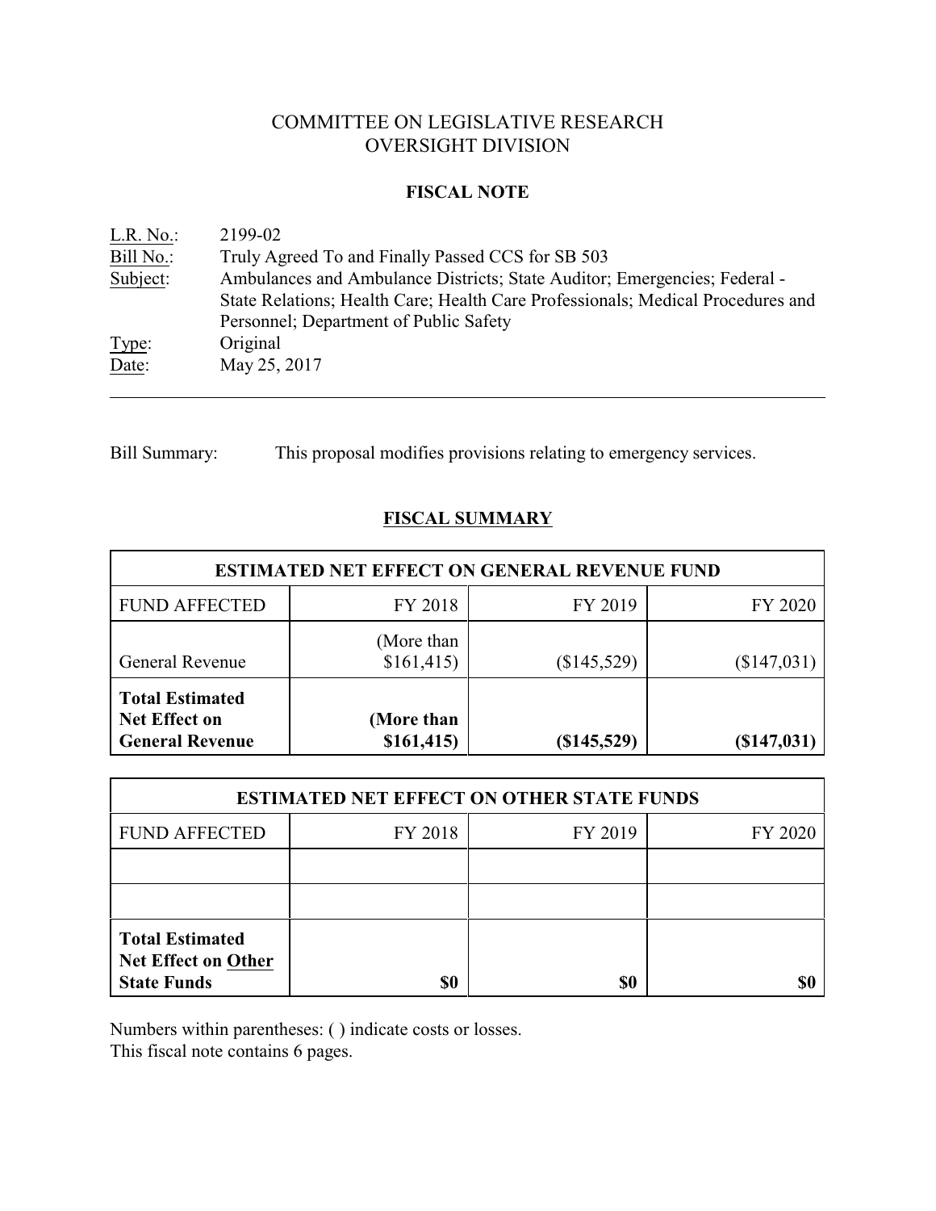# COMMITTEE ON LEGISLATIVE RESEARCH
# OVERSIGHT DIVISION

## FISCAL NOTE

L.R. No.: 2199-02
Bill No.: Truly Agreed To and Finally Passed CCS for SB 503
Subject: Ambulances and Ambulance Districts; State Auditor; Emergencies; Federal - State Relations; Health Care; Health Care Professionals; Medical Procedures and Personnel; Department of Public Safety
Type: Original
Date: May 25, 2017

Bill Summary: This proposal modifies provisions relating to emergency services.

## FISCAL SUMMARY

| ESTIMATED NET EFFECT ON GENERAL REVENUE FUND | | | |
|---|---|---|---|
| FUND AFFECTED | FY 2018 | FY 2019 | FY 2020 |
| General Revenue | (More than $161,415) | ($145,529) | ($147,031) |
| **Total Estimated Net Effect on General Revenue** | **(More than $161,415)** | **($145,529)** | **($147,031)** |

| ESTIMATED NET EFFECT ON OTHER STATE FUNDS | | | |
|---|---|---|---|
| FUND AFFECTED | FY 2018 | FY 2019 | FY 2020 |
| | | | |
| | | | |
| **Total Estimated Net Effect on Other State Funds** | **$0** | **$0** | **$0** |

Numbers within parentheses: ( ) indicate costs or losses.
This fiscal note contains 6 pages.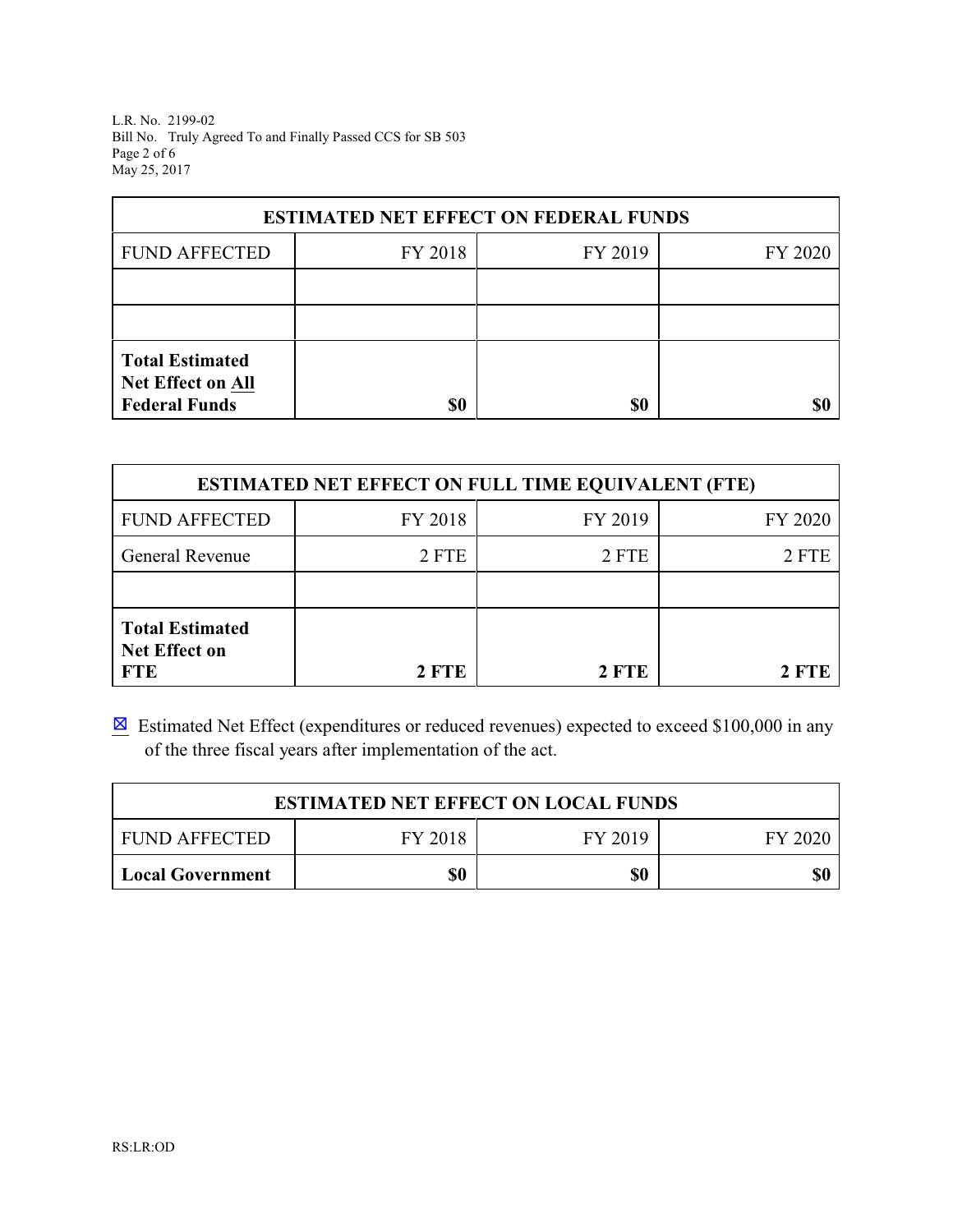| ESTIMATED NET EFFECT ON FEDERAL FUNDS | | | |
|---|---|---|---|
| FUND AFFECTED | FY 2018 | FY 2019 | FY 2020 |
| | | | |
| | | | |
| **Total Estimated Net Effect on All Federal Funds** | **$0** | **$0** | **$0** |

| ESTIMATED NET EFFECT ON FULL TIME EQUIVALENT (FTE) | | | |
|---|---|---|---|
| FUND AFFECTED | FY 2018 | FY 2019 | FY 2020 |
| General Revenue | 2 FTE | 2 FTE | 2 FTE |
| | | | |
| **Total Estimated Net Effect on FTE** | **2 FTE** | **2 FTE** | **2 FTE** |

☒ Estimated Net Effect (expenditures or reduced revenues) expected to exceed $100,000 in any of the three fiscal years after implementation of the act.

| ESTIMATED NET EFFECT ON LOCAL FUNDS | | | |
|---|---|---|---|
| FUND AFFECTED | FY 2018 | FY 2019 | FY 2020 |
| **Local Government** | **$0** | **$0** | **$0** |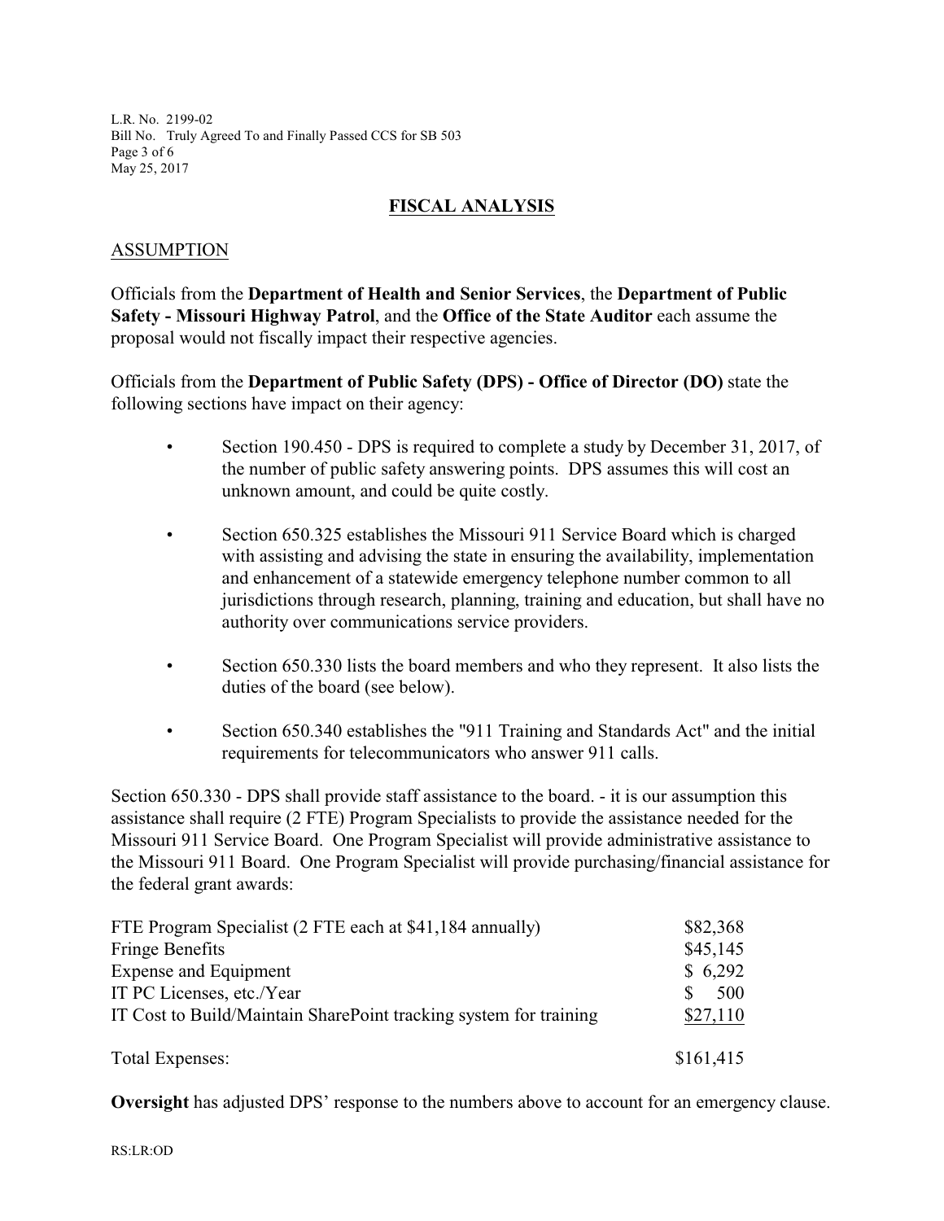## FISCAL ANALYSIS

### ASSUMPTION

Officials from the **Department of Health and Senior Services**, the **Department of Public Safety - Missouri Highway Patrol**, and the **Office of the State Auditor** each assume the proposal would not fiscally impact their respective agencies.

Officials from the **Department of Public Safety (DPS) - Office of Director (DO)** state the following sections have impact on their agency:

- Section 190.450 - DPS is required to complete a study by December 31, 2017, of the number of public safety answering points. DPS assumes this will cost an unknown amount, and could be quite costly.
- Section 650.325 establishes the Missouri 911 Service Board which is charged with assisting and advising the state in ensuring the availability, implementation and enhancement of a statewide emergency telephone number common to all jurisdictions through research, planning, training and education, but shall have no authority over communications service providers.
- Section 650.330 lists the board members and who they represent. It also lists the duties of the board (see below).
- Section 650.340 establishes the "911 Training and Standards Act" and the initial requirements for telecommunicators who answer 911 calls.

Section 650.330 - DPS shall provide staff assistance to the board. - it is our assumption this assistance shall require (2 FTE) Program Specialists to provide the assistance needed for the Missouri 911 Service Board. One Program Specialist will provide administrative assistance to the Missouri 911 Board. One Program Specialist will provide purchasing/financial assistance for the federal grant awards:

| Item | Amount |
|---|---|
| FTE Program Specialist (2 FTE each at $41,184 annually) | $82,368 |
| Fringe Benefits | $45,145 |
| Expense and Equipment | $ 6,292 |
| IT PC Licenses, etc./Year | $ 500 |
| IT Cost to Build/Maintain SharePoint tracking system for training | $27,110 |
| Total Expenses: | $161,415 |

**Oversight** has adjusted DPS' response to the numbers above to account for an emergency clause.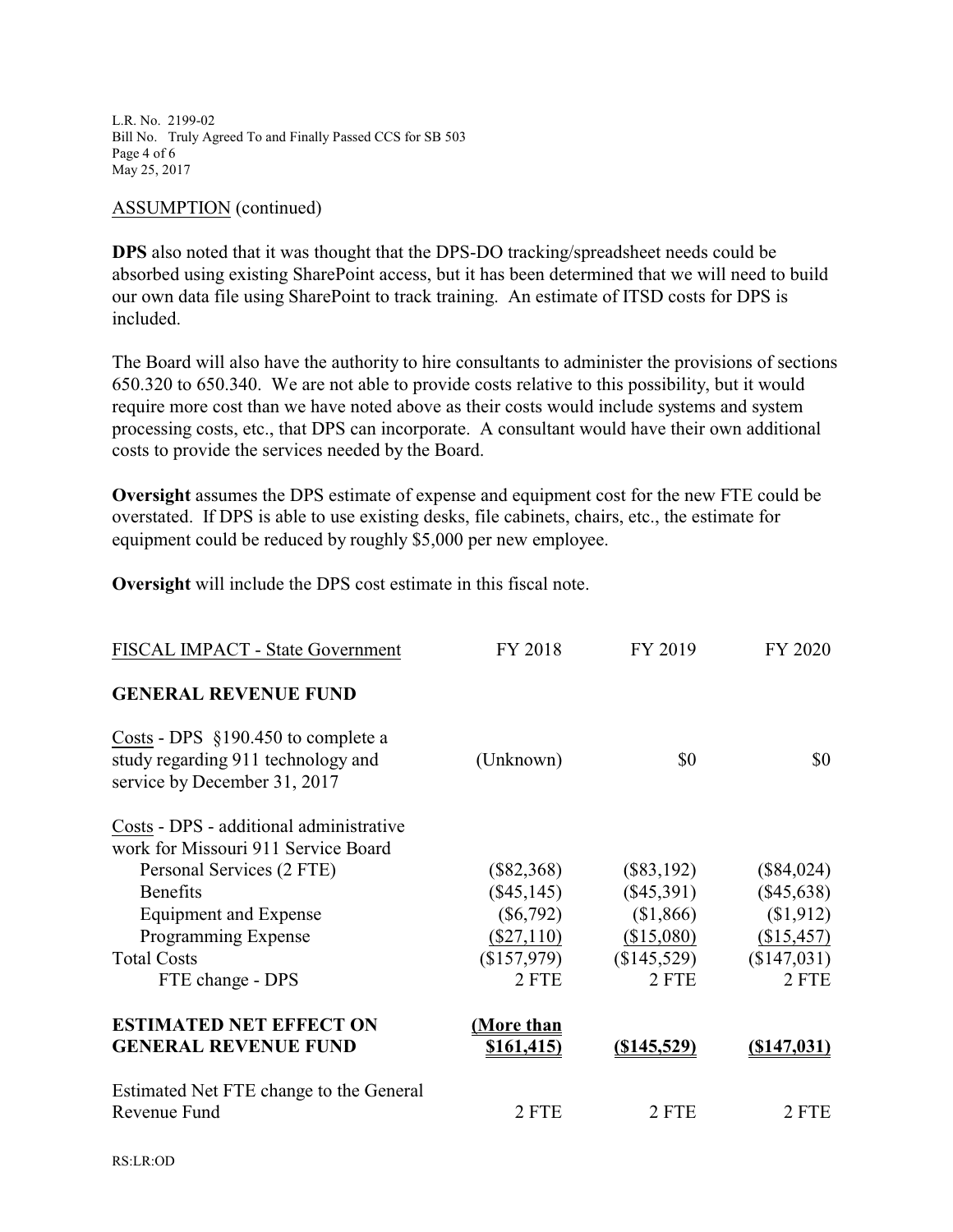ASSUMPTION (continued)

**DPS** also noted that it was thought that the DPS-DO tracking/spreadsheet needs could be absorbed using existing SharePoint access, but it has been determined that we will need to build our own data file using SharePoint to track training. An estimate of ITSD costs for DPS is included.

The Board will also have the authority to hire consultants to administer the provisions of sections 650.320 to 650.340. We are not able to provide costs relative to this possibility, but it would require more cost than we have noted above as their costs would include systems and system processing costs, etc., that DPS can incorporate. A consultant would have their own additional costs to provide the services needed by the Board.

**Oversight** assumes the DPS estimate of expense and equipment cost for the new FTE could be overstated. If DPS is able to use existing desks, file cabinets, chairs, etc., the estimate for equipment could be reduced by roughly $5,000 per new employee.

**Oversight** will include the DPS cost estimate in this fiscal note.

| FISCAL IMPACT - State Government | FY 2018 | FY 2019 | FY 2020 |
|---|---|---|---|
| **GENERAL REVENUE FUND** | | | |
| Costs - DPS §190.450 to complete a study regarding 911 technology and service by December 31, 2017 | (Unknown) | $0 | $0 |
| Costs - DPS - additional administrative work for Missouri 911 Service Board | | | |
| Personal Services (2 FTE) | ($82,368) | ($83,192) | ($84,024) |
| Benefits | ($45,145) | ($45,391) | ($45,638) |
| Equipment and Expense | ($6,792) | ($1,866) | ($1,912) |
| Programming Expense | ($27,110) | ($15,080) | ($15,457) |
| Total Costs | ($157,979) | ($145,529) | ($147,031) |
| FTE change - DPS | 2 FTE | 2 FTE | 2 FTE |
| **ESTIMATED NET EFFECT ON GENERAL REVENUE FUND** | **(More than $161,415)** | **($145,529)** | **($147,031)** |
| Estimated Net FTE change to the General Revenue Fund | 2 FTE | 2 FTE | 2 FTE |

RS:LR:OD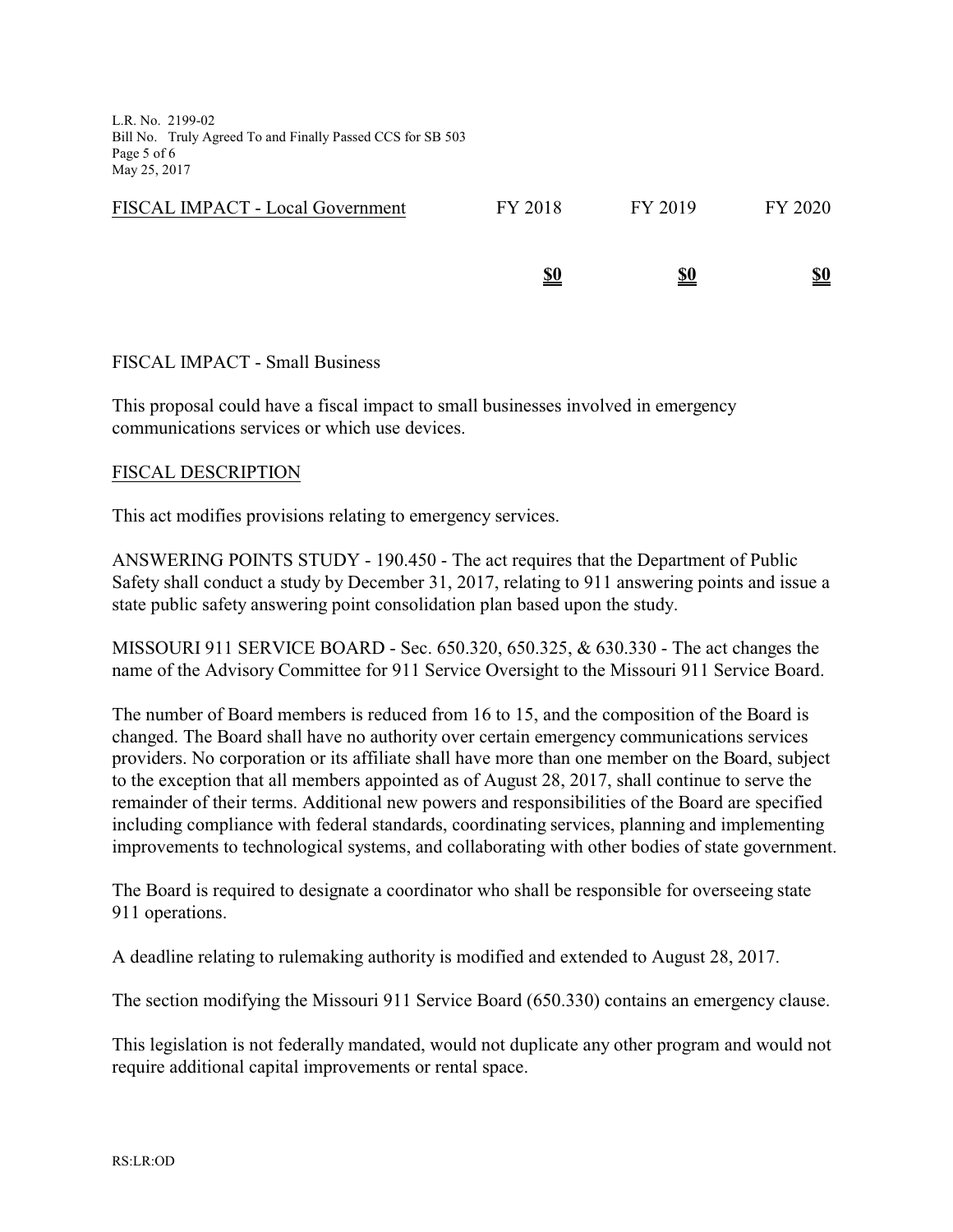| FISCAL IMPACT - Local Government | FY 2018 | FY 2019 | FY 2020 |
|---|---|---|---|
| | **$0** | **$0** | **$0** |

FISCAL IMPACT - Small Business

This proposal could have a fiscal impact to small businesses involved in emergency communications services or which use devices.

FISCAL DESCRIPTION

This act modifies provisions relating to emergency services.

ANSWERING POINTS STUDY - 190.450 - The act requires that the Department of Public Safety shall conduct a study by December 31, 2017, relating to 911 answering points and issue a state public safety answering point consolidation plan based upon the study.

MISSOURI 911 SERVICE BOARD - Sec. 650.320, 650.325, & 630.330 - The act changes the name of the Advisory Committee for 911 Service Oversight to the Missouri 911 Service Board.

The number of Board members is reduced from 16 to 15, and the composition of the Board is changed. The Board shall have no authority over certain emergency communications services providers. No corporation or its affiliate shall have more than one member on the Board, subject to the exception that all members appointed as of August 28, 2017, shall continue to serve the remainder of their terms. Additional new powers and responsibilities of the Board are specified including compliance with federal standards, coordinating services, planning and implementing improvements to technological systems, and collaborating with other bodies of state government.

The Board is required to designate a coordinator who shall be responsible for overseeing state 911 operations.

A deadline relating to rulemaking authority is modified and extended to August 28, 2017.

The section modifying the Missouri 911 Service Board (650.330) contains an emergency clause.

This legislation is not federally mandated, would not duplicate any other program and would not require additional capital improvements or rental space.

RS:LR:OD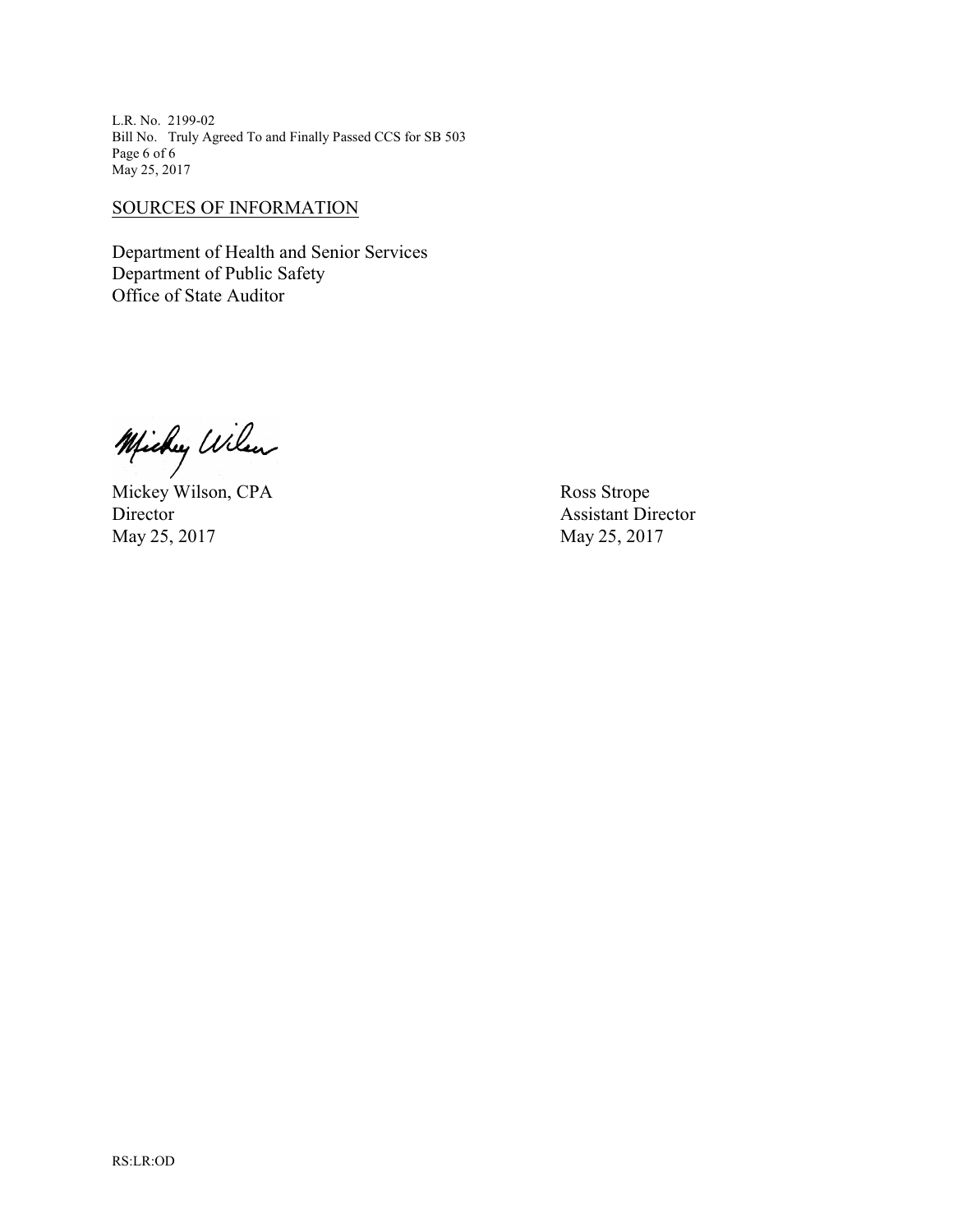## SOURCES OF INFORMATION

Department of Health and Senior Services
Department of Public Safety
Office of State Auditor

| | |
|---|---|
| Mickey Wilson, CPA | Ross Strope |
| Director | Assistant Director |
| May 25, 2017 | May 25, 2017 |

RS:LR:OD